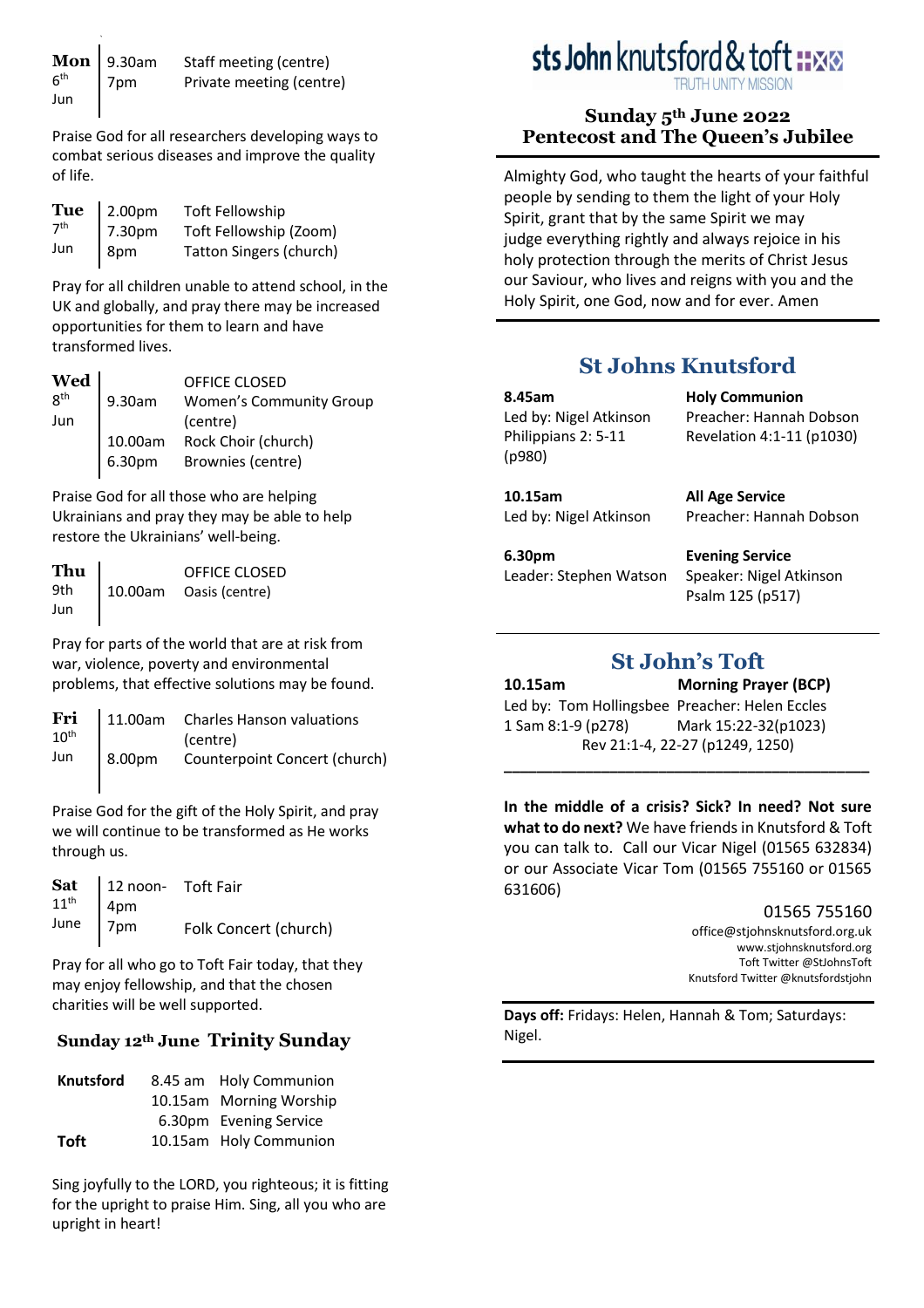## sts John knutsford & toft

TRUTH UNITY MISSION

### Sunday 5th June 2022
### Pentecost and The Queen's Jubilee

Almighty God, who taught the hearts of your faithful people by sending to them the light of your Holy Spirit, grant that by the same Spirit we may judge everything rightly and always rejoice in his holy protection through the merits of Christ Jesus our Saviour, who lives and reigns with you and the Holy Spirit, one God, now and for ever. Amen

## St Johns Knutsford

| | |
|---|---|
| **8.45am**<br>Led by: Nigel Atkinson<br>Philippians 2: 5-11 (p980) | **Holy Communion**<br>Preacher: Hannah Dobson<br>Revelation 4:1-11 (p1030) |
| **10.15am**<br>Led by: Nigel Atkinson | **All Age Service**<br>Preacher: Hannah Dobson |
| **6.30pm**<br>Leader: Stephen Watson | **Evening Service**<br>Speaker: Nigel Atkinson<br>Psalm 125 (p517) |

## St John's Toft

| | |
|---|---|
| **10.15am** | **Morning Prayer (BCP)** |
| Led by: Tom Hollingsbee | Preacher: Helen Eccles |
| 1 Sam 8:1-9 (p278) | Mark 15:22-32(p1023) |

Rev 21:1-4, 22-27 (p1249, 1250)

---

**In the middle of a crisis? Sick? In need? Not sure what to do next?** We have friends in Knutsford & Toft you can talk to. Call our Vicar Nigel (01565 632834) or our Associate Vicar Tom (01565 755160 or 01565 631606)

01565 755160
office@stjohnsknutsford.org.uk
www.stjohnsknutsford.org
Toft Twitter @StJohnsToft
Knutsford Twitter @knutsfordstjohn

**Days off:** Fridays: Helen, Hannah & Tom; Saturdays: Nigel.

---

**Mon 6th Jun**

| | |
|---|---|
| 9.30am | Staff meeting (centre) |
| 7pm | Private meeting (centre) |

Praise God for all researchers developing ways to combat serious diseases and improve the quality of life.

**Tue 7th Jun**

| | |
|---|---|
| 2.00pm | Toft Fellowship |
| 7.30pm | Toft Fellowship (Zoom) |
| 8pm | Tatton Singers (church) |

Pray for all children unable to attend school, in the UK and globally, and pray there may be increased opportunities for them to learn and have transformed lives.

**Wed 8th Jun**

| | |
|---|---|
| | OFFICE CLOSED |
| 9.30am | Women's Community Group (centre) |
| 10.00am | Rock Choir (church) |
| 6.30pm | Brownies (centre) |

Praise God for all those who are helping Ukrainians and pray they may be able to help restore the Ukrainians' well-being.

**Thu 9th Jun**

| | |
|---|---|
| | OFFICE CLOSED |
| 10.00am | Oasis (centre) |

Pray for parts of the world that are at risk from war, violence, poverty and environmental problems, that effective solutions may be found.

**Fri 10th Jun**

| | |
|---|---|
| 11.00am | Charles Hanson valuations (centre) |
| 8.00pm | Counterpoint Concert (church) |

Praise God for the gift of the Holy Spirit, and pray we will continue to be transformed as He works through us.

**Sat 11th June**

| | |
|---|---|
| 12 noon-4pm | Toft Fair |
| 7pm | Folk Concert (church) |

Pray for all who go to Toft Fair today, that they may enjoy fellowship, and that the chosen charities will be well supported.

### Sunday 12th June Trinity Sunday

| | | |
|---|---|---|
| **Knutsford** | 8.45 am | Holy Communion |
| | 10.15am | Morning Worship |
| | 6.30pm | Evening Service |
| **Toft** | 10.15am | Holy Communion |

Sing joyfully to the LORD, you righteous; it is fitting for the upright to praise Him. Sing, all you who are upright in heart!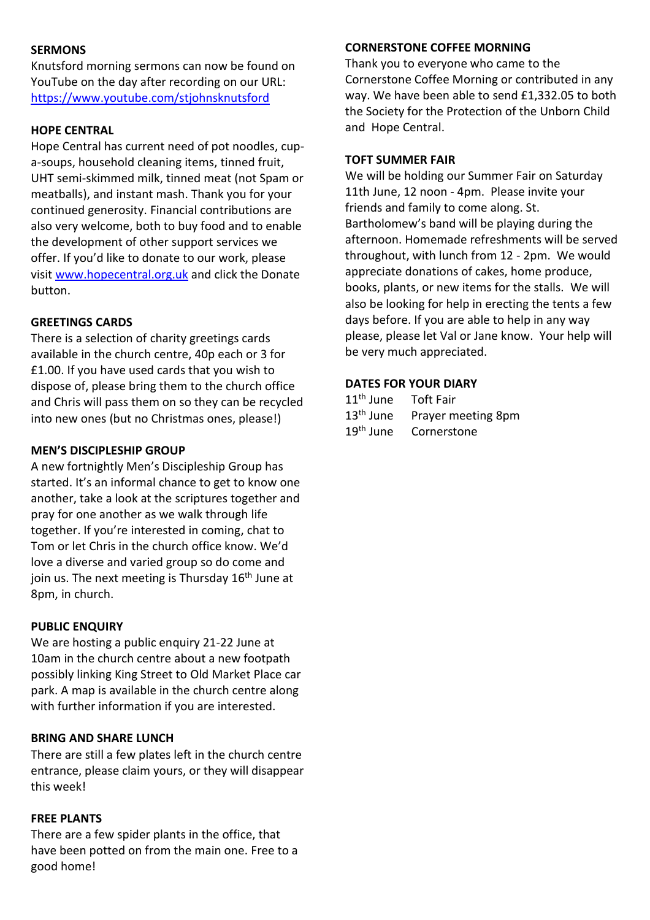## SERMONS

Knutsford morning sermons can now be found on YouTube on the day after recording on our URL: https://www.youtube.com/stjohnsknutsford

## HOPE CENTRAL

Hope Central has current need of pot noodles, cup-a-soups, household cleaning items, tinned fruit, UHT semi-skimmed milk, tinned meat (not Spam or meatballs), and instant mash. Thank you for your continued generosity. Financial contributions are also very welcome, both to buy food and to enable the development of other support services we offer. If you'd like to donate to our work, please visit www.hopecentral.org.uk and click the Donate button.

## GREETINGS CARDS

There is a selection of charity greetings cards available in the church centre, 40p each or 3 for £1.00. If you have used cards that you wish to dispose of, please bring them to the church office and Chris will pass them on so they can be recycled into new ones (but no Christmas ones, please!)

## MEN'S DISCIPLESHIP GROUP

A new fortnightly Men's Discipleship Group has started. It's an informal chance to get to know one another, take a look at the scriptures together and pray for one another as we walk through life together. If you're interested in coming, chat to Tom or let Chris in the church office know. We'd love a diverse and varied group so do come and join us. The next meeting is Thursday 16th June at 8pm, in church.

## PUBLIC ENQUIRY

We are hosting a public enquiry 21-22 June at 10am in the church centre about a new footpath possibly linking King Street to Old Market Place car park. A map is available in the church centre along with further information if you are interested.

## BRING AND SHARE LUNCH

There are still a few plates left in the church centre entrance, please claim yours, or they will disappear this week!

## FREE PLANTS

There are a few spider plants in the office, that have been potted on from the main one. Free to a good home!

## CORNERSTONE COFFEE MORNING

Thank you to everyone who came to the Cornerstone Coffee Morning or contributed in any way. We have been able to send £1,332.05 to both the Society for the Protection of the Unborn Child and Hope Central.

## TOFT SUMMER FAIR

We will be holding our Summer Fair on Saturday 11th June, 12 noon - 4pm. Please invite your friends and family to come along. St. Bartholomew's band will be playing during the afternoon. Homemade refreshments will be served throughout, with lunch from 12 - 2pm. We would appreciate donations of cakes, home produce, books, plants, or new items for the stalls. We will also be looking for help in erecting the tents a few days before. If you are able to help in any way please, please let Val or Jane know. Your help will be very much appreciated.

## DATES FOR YOUR DIARY

| | |
|---|---|
| 11th June | Toft Fair |
| 13th June | Prayer meeting 8pm |
| 19th June | Cornerstone |